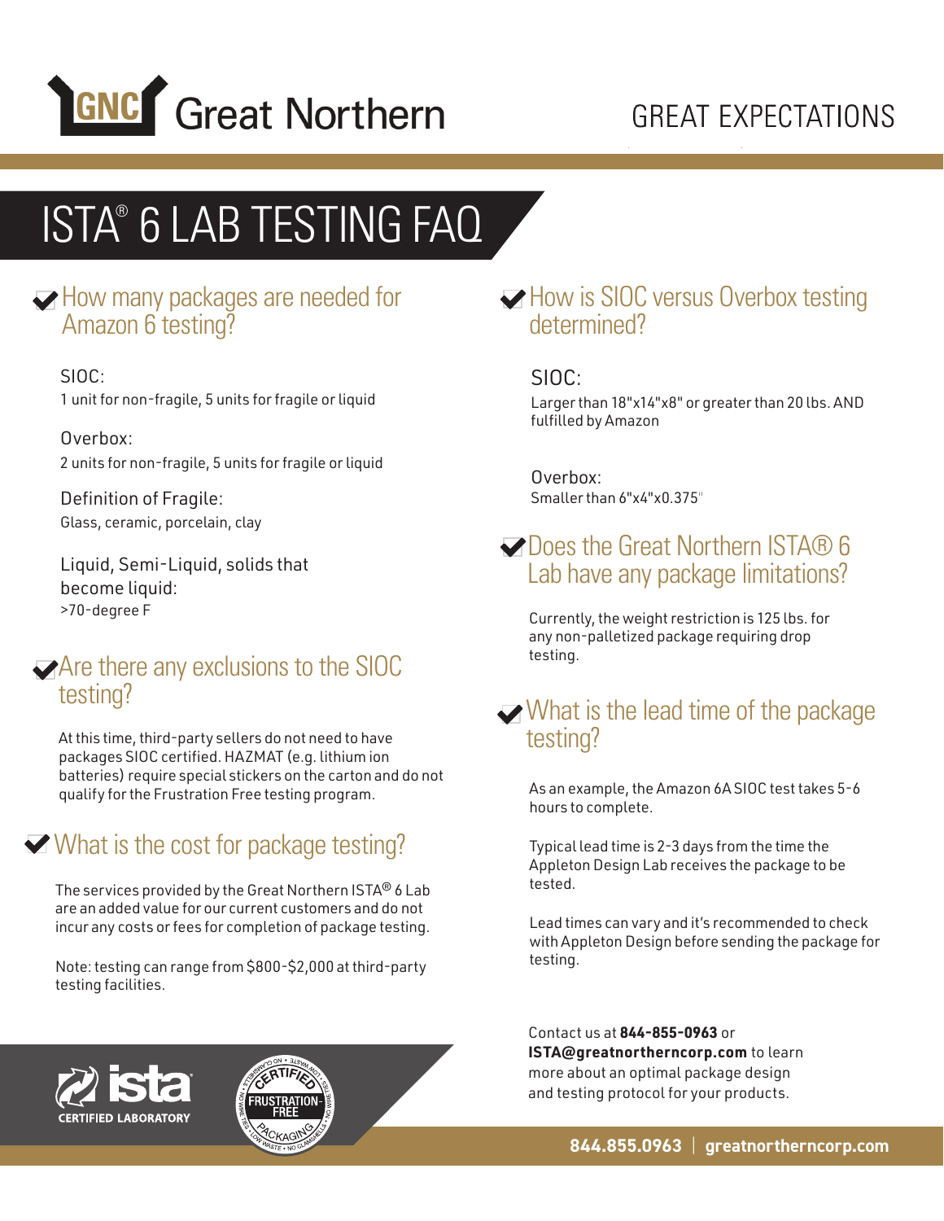# GNC Great Northern

GREAT EXPECTATIONS

# ISTA® 6 LAB TESTING FAQ

## How many packages are needed for Amazon 6 testing?

SIOC:
1 unit for non-fragile, 5 units for fragile or liquid

Overbox:
2 units for non-fragile, 5 units for fragile or liquid

Definition of Fragile:
Glass, ceramic, porcelain, clay

Liquid, Semi-Liquid, solids that become liquid:
>70-degree F

## Are there any exclusions to the SIOC testing?

At this time, third-party sellers do not need to have packages SIOC certified. HAZMAT (e.g. lithium ion batteries) require special stickers on the carton and do not qualify for the Frustration Free testing program.

## What is the cost for package testing?

The services provided by the Great Northern ISTA® 6 Lab are an added value for our current customers and do not incur any costs or fees for completion of package testing.

Note: testing can range from $800-$2,000 at third-party testing facilities.

## How is SIOC versus Overbox testing determined?

SIOC:
Larger than 18"x14"x8" or greater than 20 lbs. AND fulfilled by Amazon

Overbox:
Smaller than 6"x4"x0.375"

## Does the Great Northern ISTA® 6 Lab have any package limitations?

Currently, the weight restriction is 125 lbs. for any non-palletized package requiring drop testing.

## What is the lead time of the package testing?

As an example, the Amazon 6A SIOC test takes 5-6 hours to complete.

Typical lead time is 2-3 days from the time the Appleton Design Lab receives the package to be tested.

Lead times can vary and it's recommended to check with Appleton Design before sending the package for testing.

Contact us at **844-855-0963** or **ISTA@greatnortherncorp.com** to learn more about an optimal package design and testing protocol for your products.

ista CERTIFIED LABORATORY

CERTIFIED FRUSTRATION-FREE PACKAGING

844.855.0963 | greatnortherncorp.com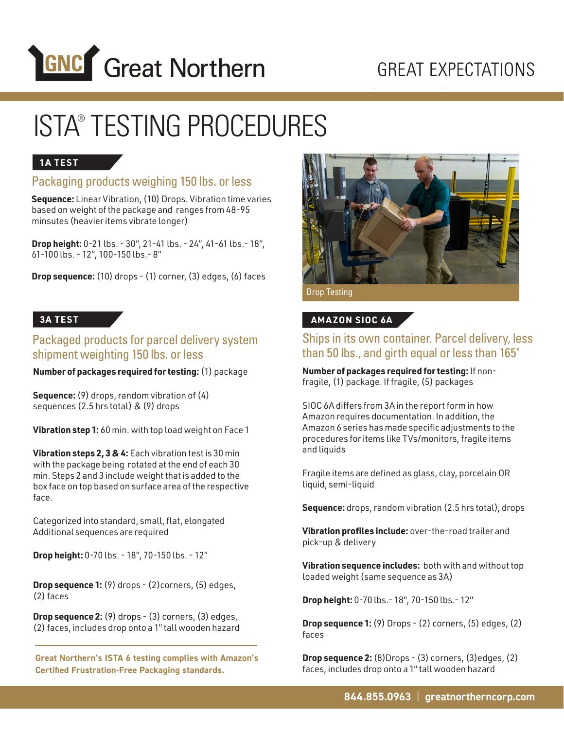# ISTA® TESTING PROCEDURES

GREAT EXPECTATIONS

## 1A TEST

### Packaging products weighing 150 lbs. or less

**Sequence:** Linear Vibration, (10) Drops. Vibration time varies based on weight of the package and ranges from 48-95 minsutes (heavier items vibrate longer)

**Drop height:** 0-21 lbs. - 30", 21-41 lbs. - 24", 41-61 lbs.- 18", 61-100 lbs. - 12", 100-150 lbs.- 8"

**Drop sequence:** (10) drops - (1) corner, (3) edges, (6) faces

## 3A TEST

### Packaged products for parcel delivery system shipment weighting 150 lbs. or less

**Number of packages required for testing:** (1) package

**Sequence:** (9) drops, random vibration of (4) sequences (2.5 hrs total) & (9) drops

**Vibration step 1:** 60 min. with top load weight on Face 1

**Vibration steps 2, 3 & 4:** Each vibration test is 30 min with the package being rotated at the end of each 30 min. Steps 2 and 3 include weight that is added to the box face on top based on surface area of the respective face.

Categorized into standard, small, flat, elongated
Additional sequences are required

**Drop height:** 0-70 lbs. - 18", 70-150 lbs. - 12"

**Drop sequence 1:** (9) drops - (2)corners, (5) edges, (2) faces

**Drop sequence 2:** (9) drops - (3) corners, (3) edges, (2) faces, includes drop onto a 1" tall wooden hazard

**Great Northern's ISTA 6 testing complies with Amazon's Certified Frustration-Free Packaging standards.**

Drop Testing

## AMAZON SIOC 6A

### Ships in its own container. Parcel delivery, less than 50 lbs., and girth equal or less than 165"

**Number of packages required for testing:** If non-fragile, (1) package. If fragile, (5) packages

SIOC 6A differs from 3A in the report form in how Amazon requires documentation. In addition, the Amazon 6 series has made specific adjustments to the procedures for items like TVs/monitors, fragile items and liquids

Fragile items are defined as glass, clay, porcelain OR liquid, semi-liquid

**Sequence:** drops, random vibration (2.5 hrs total), drops

**Vibration profiles include:** over-the-road trailer and pick-up & delivery

**Vibration sequence includes:** both with and without top loaded weight (same sequence as 3A)

**Drop height:** 0-70 lbs.- 18", 70-150 lbs.- 12"

**Drop sequence 1:** (9) Drops - (2) corners, (5) edges, (2) faces

**Drop sequence 2:** (8)Drops - (3) corners, (3)edges, (2) faces, includes drop onto a 1" tall wooden hazard

844.855.0963 | greatnortherncorp.com